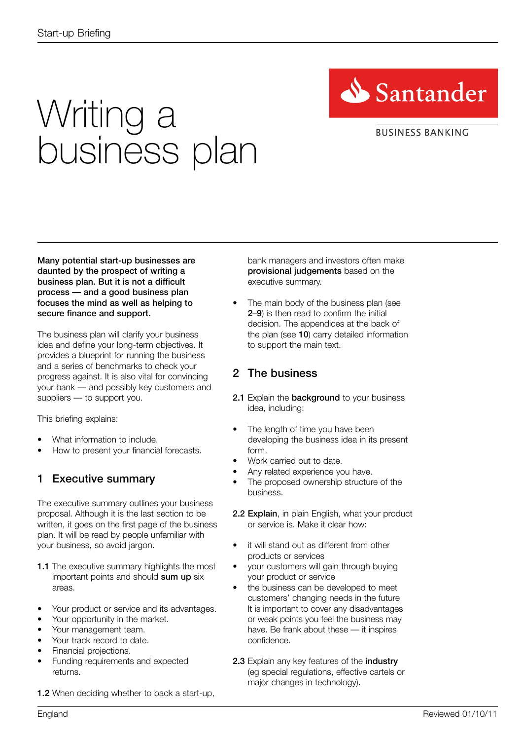# Writing a business plan

Santander

BUSINESS BANKING

**Many potential start-up businesses are daunted by the prospect of writing a business plan. But it is not a difficult process — and a good business plan focuses the mind as well as helping to secure finance and support.**

The business plan will clarify your business idea and define your long-term objectives. It provides a blueprint for running the business and a series of benchmarks to check your progress against. It is also vital for convincing your bank — and possibly key customers and suppliers — to support you.

This briefing explains:

- What information to include.
- How to present your financial forecasts.

## 1 Executive summary

The executive summary outlines your business proposal. Although it is the last section to be written, it goes on the first page of the business plan. It will be read by people unfamiliar with your business, so avoid jargon.

**1.1** The executive summary highlights the most important points and should **sum up** six areas.

- Your product or service and its advantages.
- Your opportunity in the market.
- Your management team.
- Your track record to date.
- Financial projections.
- Funding requirements and expected returns.

**1.2** When deciding whether to back a start-up, bank managers and investors often make **provisional judgements** based on the executive summary.

- The main body of the business plan (see **2**–**9**) is then read to confirm the initial decision. The appendices at the back of the plan (see **10**) carry detailed information to support the main text.

## 2 The business

**2.1** Explain the **background** to your business idea, including:

- The length of time you have been developing the business idea in its present form.
- Work carried out to date.
- Any related experience you have.
- The proposed ownership structure of the business.

**2.2 Explain**, in plain English, what your product or service is. Make it clear how:

- it will stand out as different from other products or services
- your customers will gain through buying your product or service
- the business can be developed to meet customers' changing needs in the future

It is important to cover any disadvantages or weak points you feel the business may have. Be frank about these — it inspires confidence.

**2.3** Explain any key features of the **industry** (eg special regulations, effective cartels or major changes in technology).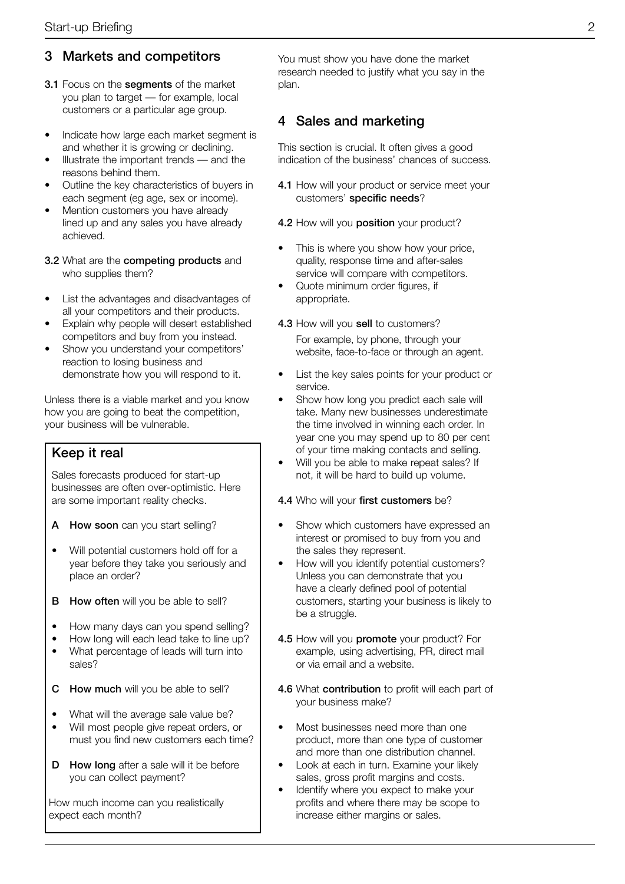## 3 Markets and competitors

**3.1** Focus on the **segments** of the market you plan to target — for example, local customers or a particular age group.

- Indicate how large each market segment is and whether it is growing or declining.
- Illustrate the important trends — and the reasons behind them.
- Outline the key characteristics of buyers in each segment (eg age, sex or income).
- Mention customers you have already lined up and any sales you have already achieved.

**3.2** What are the **competing products** and who supplies them?

- List the advantages and disadvantages of all your competitors and their products.
- Explain why people will desert established competitors and buy from you instead.
- Show you understand your competitors' reaction to losing business and demonstrate how you will respond to it.

Unless there is a viable market and you know how you are going to beat the competition, your business will be vulnerable.

### Keep it real

Sales forecasts produced for start-up businesses are often over-optimistic. Here are some important reality checks.

**A How soon** can you start selling?

- Will potential customers hold off for a year before they take you seriously and place an order?

**B How often** will you be able to sell?

- How many days can you spend selling?
- How long will each lead take to line up?
- What percentage of leads will turn into sales?

**C How much** will you be able to sell?

- What will the average sale value be?
- Will most people give repeat orders, or must you find new customers each time?

**D How long** after a sale will it be before you can collect payment?

How much income can you realistically expect each month?

You must show you have done the market research needed to justify what you say in the plan.

## 4 Sales and marketing

This section is crucial. It often gives a good indication of the business' chances of success.

**4.1** How will your product or service meet your customers' **specific needs**?

**4.2** How will you **position** your product?

- This is where you show how your price, quality, response time and after-sales service will compare with competitors.
- Quote minimum order figures, if appropriate.

**4.3** How will you **sell** to customers?

For example, by phone, through your website, face-to-face or through an agent.

- List the key sales points for your product or service.
- Show how long you predict each sale will take. Many new businesses underestimate the time involved in winning each order. In year one you may spend up to 80 per cent of your time making contacts and selling.
- Will you be able to make repeat sales? If not, it will be hard to build up volume.

**4.4** Who will your **first customers** be?

- Show which customers have expressed an interest or promised to buy from you and the sales they represent.
- How will you identify potential customers? Unless you can demonstrate that you have a clearly defined pool of potential customers, starting your business is likely to be a struggle.

**4.5** How will you **promote** your product? For example, using advertising, PR, direct mail or via email and a website.

**4.6** What **contribution** to profit will each part of your business make?

- Most businesses need more than one product, more than one type of customer and more than one distribution channel.
- Look at each in turn. Examine your likely sales, gross profit margins and costs.
- Identify where you expect to make your profits and where there may be scope to increase either margins or sales.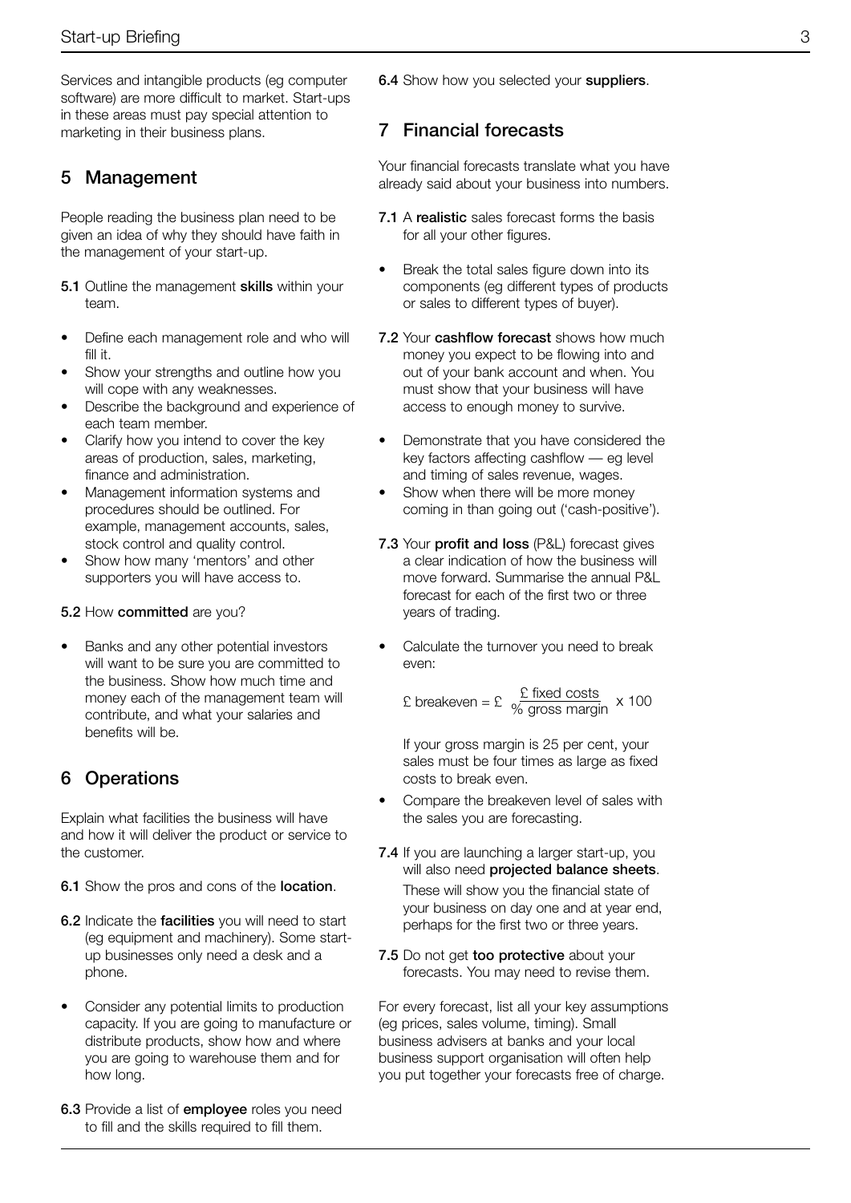Services and intangible products (eg computer software) are more difficult to market. Start-ups in these areas must pay special attention to marketing in their business plans.

## 5 Management

People reading the business plan need to be given an idea of why they should have faith in the management of your start-up.

**5.1** Outline the management **skills** within your team.

- Define each management role and who will fill it.
- Show your strengths and outline how you will cope with any weaknesses.
- Describe the background and experience of each team member.
- Clarify how you intend to cover the key areas of production, sales, marketing, finance and administration.
- Management information systems and procedures should be outlined. For example, management accounts, sales, stock control and quality control.
- Show how many 'mentors' and other supporters you will have access to.

**5.2** How **committed** are you?

- Banks and any other potential investors will want to be sure you are committed to the business. Show how much time and money each of the management team will contribute, and what your salaries and benefits will be.

## 6 Operations

Explain what facilities the business will have and how it will deliver the product or service to the customer.

**6.1** Show the pros and cons of the **location**.

**6.2** Indicate the **facilities** you will need to start (eg equipment and machinery). Some start-up businesses only need a desk and a phone.

- Consider any potential limits to production capacity. If you are going to manufacture or distribute products, show how and where you are going to warehouse them and for how long.

**6.3** Provide a list of **employee** roles you need to fill and the skills required to fill them.

**6.4** Show how you selected your **suppliers**.

## 7 Financial forecasts

Your financial forecasts translate what you have already said about your business into numbers.

**7.1** A **realistic** sales forecast forms the basis for all your other figures.

- Break the total sales figure down into its components (eg different types of products or sales to different types of buyer).

**7.2** Your **cashflow forecast** shows how much money you expect to be flowing into and out of your bank account and when. You must show that your business will have access to enough money to survive.

- Demonstrate that you have considered the key factors affecting cashflow — eg level and timing of sales revenue, wages.
- Show when there will be more money coming in than going out ('cash-positive').

**7.3** Your **profit and loss** (P&L) forecast gives a clear indication of how the business will move forward. Summarise the annual P&L forecast for each of the first two or three years of trading.

- Calculate the turnover you need to break even:

$$\text{£ breakeven} = \text{£} \frac{\text{£ fixed costs}}{\text{\% gross margin}} \times 100$$

  If your gross margin is 25 per cent, your sales must be four times as large as fixed costs to break even.

- Compare the breakeven level of sales with the sales you are forecasting.

**7.4** If you are launching a larger start-up, you will also need **projected balance sheets**. These will show you the financial state of your business on day one and at year end, perhaps for the first two or three years.

**7.5** Do not get **too protective** about your forecasts. You may need to revise them.

For every forecast, list all your key assumptions (eg prices, sales volume, timing). Small business advisers at banks and your local business support organisation will often help you put together your forecasts free of charge.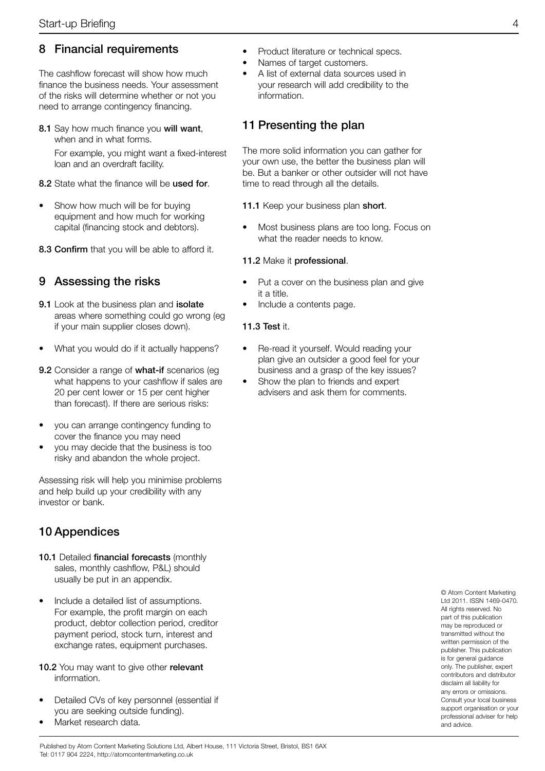## 8 Financial requirements

The cashflow forecast will show how much finance the business needs. Your assessment of the risks will determine whether or not you need to arrange contingency financing.

**8.1** Say how much finance you **will want**, when and in what forms.

For example, you might want a fixed-interest loan and an overdraft facility.

**8.2** State what the finance will be **used for**.

- Show how much will be for buying equipment and how much for working capital (financing stock and debtors).

**8.3 Confirm** that you will be able to afford it.

## 9 Assessing the risks

**9.1** Look at the business plan and **isolate** areas where something could go wrong (eg if your main supplier closes down).

- What you would do if it actually happens?

**9.2** Consider a range of **what-if** scenarios (eg what happens to your cashflow if sales are 20 per cent lower or 15 per cent higher than forecast). If there are serious risks:

- you can arrange contingency funding to cover the finance you may need
- you may decide that the business is too risky and abandon the whole project.

Assessing risk will help you minimise problems and help build up your credibility with any investor or bank.

## 10 Appendices

**10.1** Detailed **financial forecasts** (monthly sales, monthly cashflow, P&L) should usually be put in an appendix.

- Include a detailed list of assumptions. For example, the profit margin on each product, debtor collection period, creditor payment period, stock turn, interest and exchange rates, equipment purchases.

**10.2** You may want to give other **relevant** information.

- Detailed CVs of key personnel (essential if you are seeking outside funding).
- Market research data.
- Product literature or technical specs.
- Names of target customers.
- A list of external data sources used in your research will add credibility to the information.

## 11 Presenting the plan

The more solid information you can gather for your own use, the better the business plan will be. But a banker or other outsider will not have time to read through all the details.

**11.1** Keep your business plan **short**.

- Most business plans are too long. Focus on what the reader needs to know.

**11.2** Make it **professional**.

- Put a cover on the business plan and give it a title.
- Include a contents page.

**11.3 Test** it.

- Re-read it yourself. Would reading your plan give an outsider a good feel for your business and a grasp of the key issues?
- Show the plan to friends and expert advisers and ask them for comments.

© Atom Content Marketing Ltd 2011. ISSN 1469-0470. All rights reserved. No part of this publication may be reproduced or transmitted without the written permission of the publisher. This publication is for general guidance only. The publisher, expert contributors and distributor disclaim all liability for any errors or omissions. Consult your local business support organisation or your professional adviser for help and advice.

Published by Atom Content Marketing Solutions Ltd, Albert House, 111 Victoria Street, Bristol, BS1 6AX
Tel: 0117 904 2224, http://atomcontentmarketing.co.uk